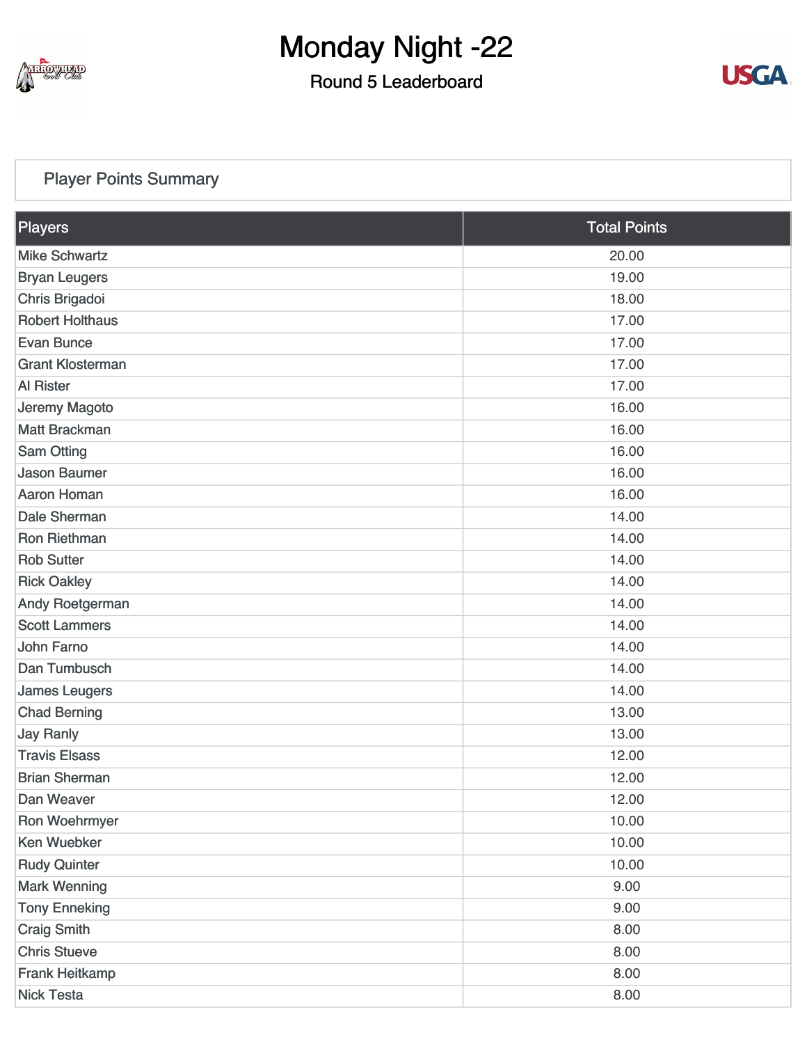# Monday Night -22

## Round 5 Leaderboard

### Player Points Summary

| Players | Total Points |
|---|---|
| Mike Schwartz | 20.00 |
| Bryan Leugers | 19.00 |
| Chris Brigadoi | 18.00 |
| Robert Holthaus | 17.00 |
| Evan Bunce | 17.00 |
| Grant Klosterman | 17.00 |
| Al Rister | 17.00 |
| Jeremy Magoto | 16.00 |
| Matt Brackman | 16.00 |
| Sam Otting | 16.00 |
| Jason Baumer | 16.00 |
| Aaron Homan | 16.00 |
| Dale Sherman | 14.00 |
| Ron Riethman | 14.00 |
| Rob Sutter | 14.00 |
| Rick Oakley | 14.00 |
| Andy Roetgerman | 14.00 |
| Scott Lammers | 14.00 |
| John Farno | 14.00 |
| Dan Tumbusch | 14.00 |
| James Leugers | 14.00 |
| Chad Berning | 13.00 |
| Jay Ranly | 13.00 |
| Travis Elsass | 12.00 |
| Brian Sherman | 12.00 |
| Dan Weaver | 12.00 |
| Ron Woehrmyer | 10.00 |
| Ken Wuebker | 10.00 |
| Rudy Quinter | 10.00 |
| Mark Wenning | 9.00 |
| Tony Enneking | 9.00 |
| Craig Smith | 8.00 |
| Chris Stueve | 8.00 |
| Frank Heitkamp | 8.00 |
| Nick Testa | 8.00 |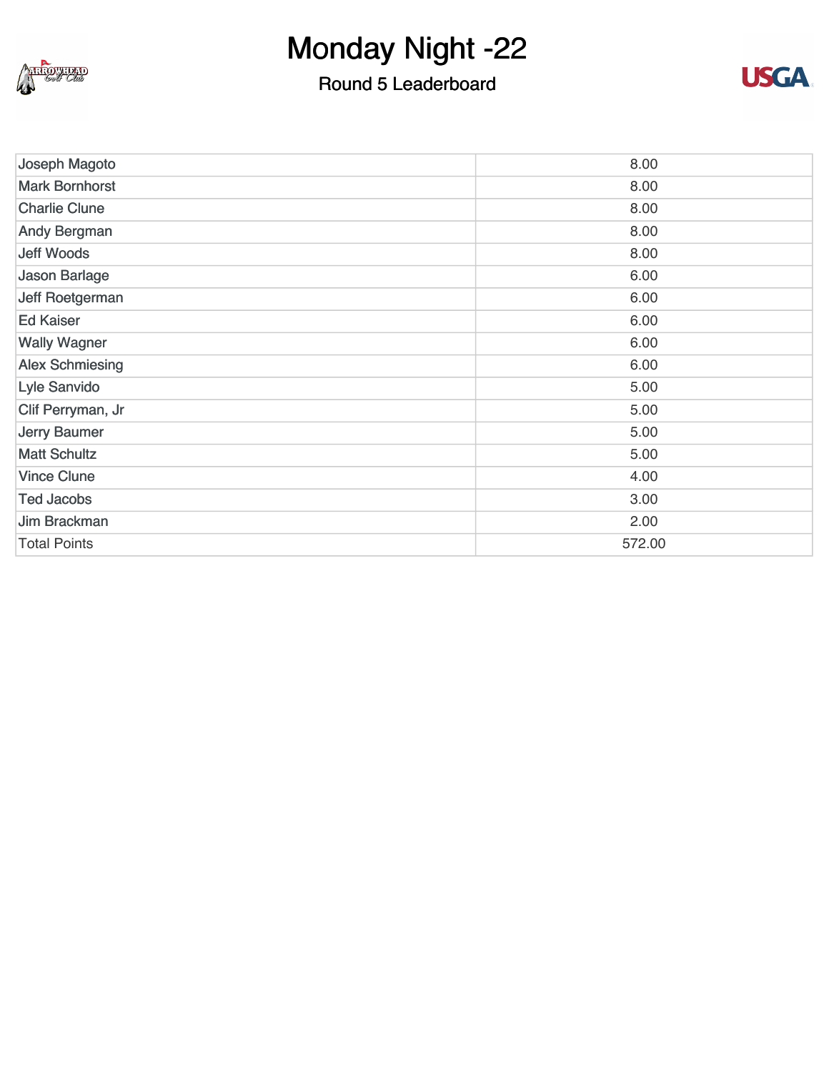# Monday Night -22

## Round 5 Leaderboard

| | |
|---|---|
| Joseph Magoto | 8.00 |
| Mark Bornhorst | 8.00 |
| Charlie Clune | 8.00 |
| Andy Bergman | 8.00 |
| Jeff Woods | 8.00 |
| Jason Barlage | 6.00 |
| Jeff Roetgerman | 6.00 |
| Ed Kaiser | 6.00 |
| Wally Wagner | 6.00 |
| Alex Schmiesing | 6.00 |
| Lyle Sanvido | 5.00 |
| Clif Perryman, Jr | 5.00 |
| Jerry Baumer | 5.00 |
| Matt Schultz | 5.00 |
| Vince Clune | 4.00 |
| Ted Jacobs | 3.00 |
| Jim Brackman | 2.00 |
| Total Points | 572.00 |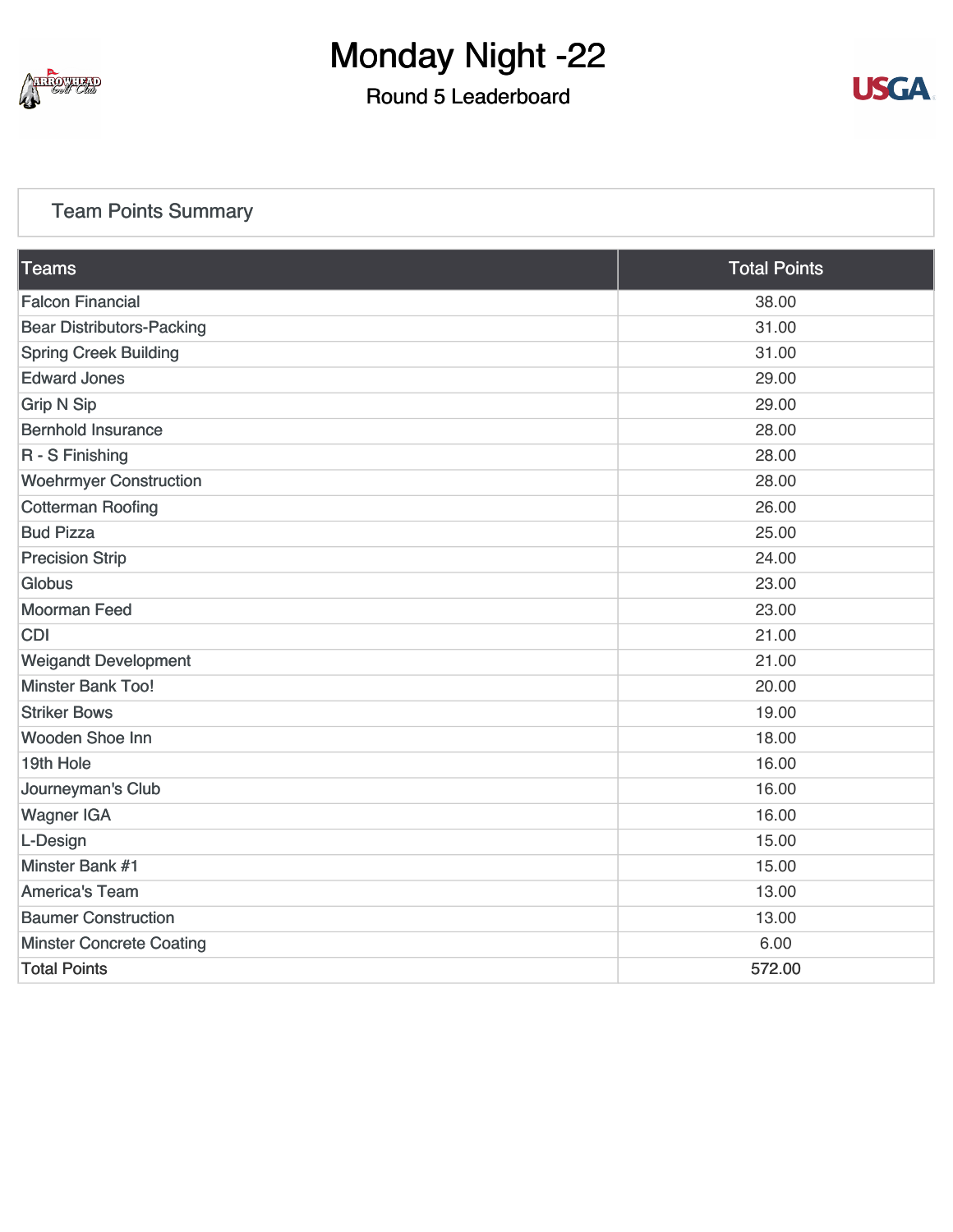# Monday Night -22

## Round 5 Leaderboard

### Team Points Summary

| Teams | Total Points |
|---|---|
| Falcon Financial | 38.00 |
| Bear Distributors-Packing | 31.00 |
| Spring Creek Building | 31.00 |
| Edward Jones | 29.00 |
| Grip N Sip | 29.00 |
| Bernhold Insurance | 28.00 |
| R - S Finishing | 28.00 |
| Woehrmyer Construction | 28.00 |
| Cotterman Roofing | 26.00 |
| Bud Pizza | 25.00 |
| Precision Strip | 24.00 |
| Globus | 23.00 |
| Moorman Feed | 23.00 |
| CDI | 21.00 |
| Weigandt Development | 21.00 |
| Minster Bank Too! | 20.00 |
| Striker Bows | 19.00 |
| Wooden Shoe Inn | 18.00 |
| 19th Hole | 16.00 |
| Journeyman's Club | 16.00 |
| Wagner IGA | 16.00 |
| L-Design | 15.00 |
| Minster Bank #1 | 15.00 |
| America's Team | 13.00 |
| Baumer Construction | 13.00 |
| Minster Concrete Coating | 6.00 |
| Total Points | 572.00 |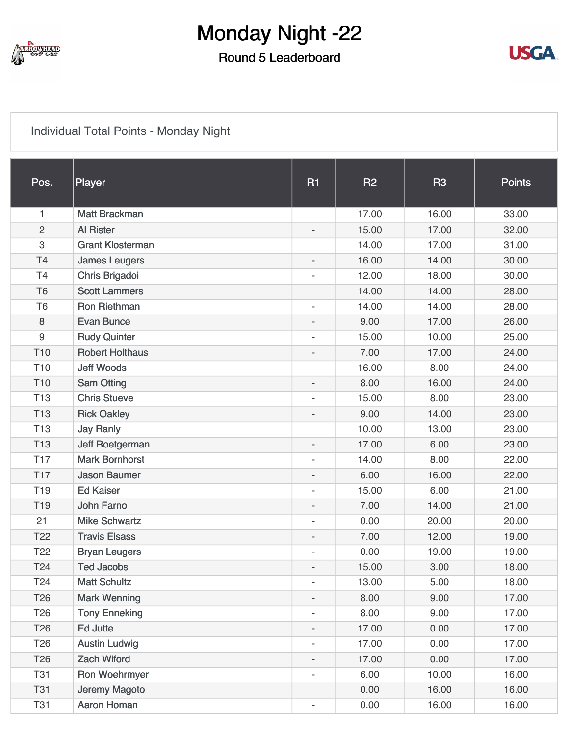# Monday Night -22

## Round 5 Leaderboard

Individual Total Points - Monday Night

| Pos. | Player | R1 | R2 | R3 | Points |
| --- | --- | --- | --- | --- | --- |
| 1 | Matt Brackman | | 17.00 | 16.00 | 33.00 |
| 2 | Al Rister | - | 15.00 | 17.00 | 32.00 |
| 3 | Grant Klosterman | | 14.00 | 17.00 | 31.00 |
| T4 | James Leugers | - | 16.00 | 14.00 | 30.00 |
| T4 | Chris Brigadoi | - | 12.00 | 18.00 | 30.00 |
| T6 | Scott Lammers | | 14.00 | 14.00 | 28.00 |
| T6 | Ron Riethman | - | 14.00 | 14.00 | 28.00 |
| 8 | Evan Bunce | - | 9.00 | 17.00 | 26.00 |
| 9 | Rudy Quinter | - | 15.00 | 10.00 | 25.00 |
| T10 | Robert Holthaus | - | 7.00 | 17.00 | 24.00 |
| T10 | Jeff Woods | | 16.00 | 8.00 | 24.00 |
| T10 | Sam Otting | - | 8.00 | 16.00 | 24.00 |
| T13 | Chris Stueve | - | 15.00 | 8.00 | 23.00 |
| T13 | Rick Oakley | - | 9.00 | 14.00 | 23.00 |
| T13 | Jay Ranly | | 10.00 | 13.00 | 23.00 |
| T13 | Jeff Roetgerman | - | 17.00 | 6.00 | 23.00 |
| T17 | Mark Bornhorst | - | 14.00 | 8.00 | 22.00 |
| T17 | Jason Baumer | - | 6.00 | 16.00 | 22.00 |
| T19 | Ed Kaiser | - | 15.00 | 6.00 | 21.00 |
| T19 | John Farno | - | 7.00 | 14.00 | 21.00 |
| 21 | Mike Schwartz | - | 0.00 | 20.00 | 20.00 |
| T22 | Travis Elsass | - | 7.00 | 12.00 | 19.00 |
| T22 | Bryan Leugers | - | 0.00 | 19.00 | 19.00 |
| T24 | Ted Jacobs | - | 15.00 | 3.00 | 18.00 |
| T24 | Matt Schultz | - | 13.00 | 5.00 | 18.00 |
| T26 | Mark Wenning | - | 8.00 | 9.00 | 17.00 |
| T26 | Tony Enneking | - | 8.00 | 9.00 | 17.00 |
| T26 | Ed Jutte | - | 17.00 | 0.00 | 17.00 |
| T26 | Austin Ludwig | - | 17.00 | 0.00 | 17.00 |
| T26 | Zach Wiford | - | 17.00 | 0.00 | 17.00 |
| T31 | Ron Woehrmyer | - | 6.00 | 10.00 | 16.00 |
| T31 | Jeremy Magoto | | 0.00 | 16.00 | 16.00 |
| T31 | Aaron Homan | - | 0.00 | 16.00 | 16.00 |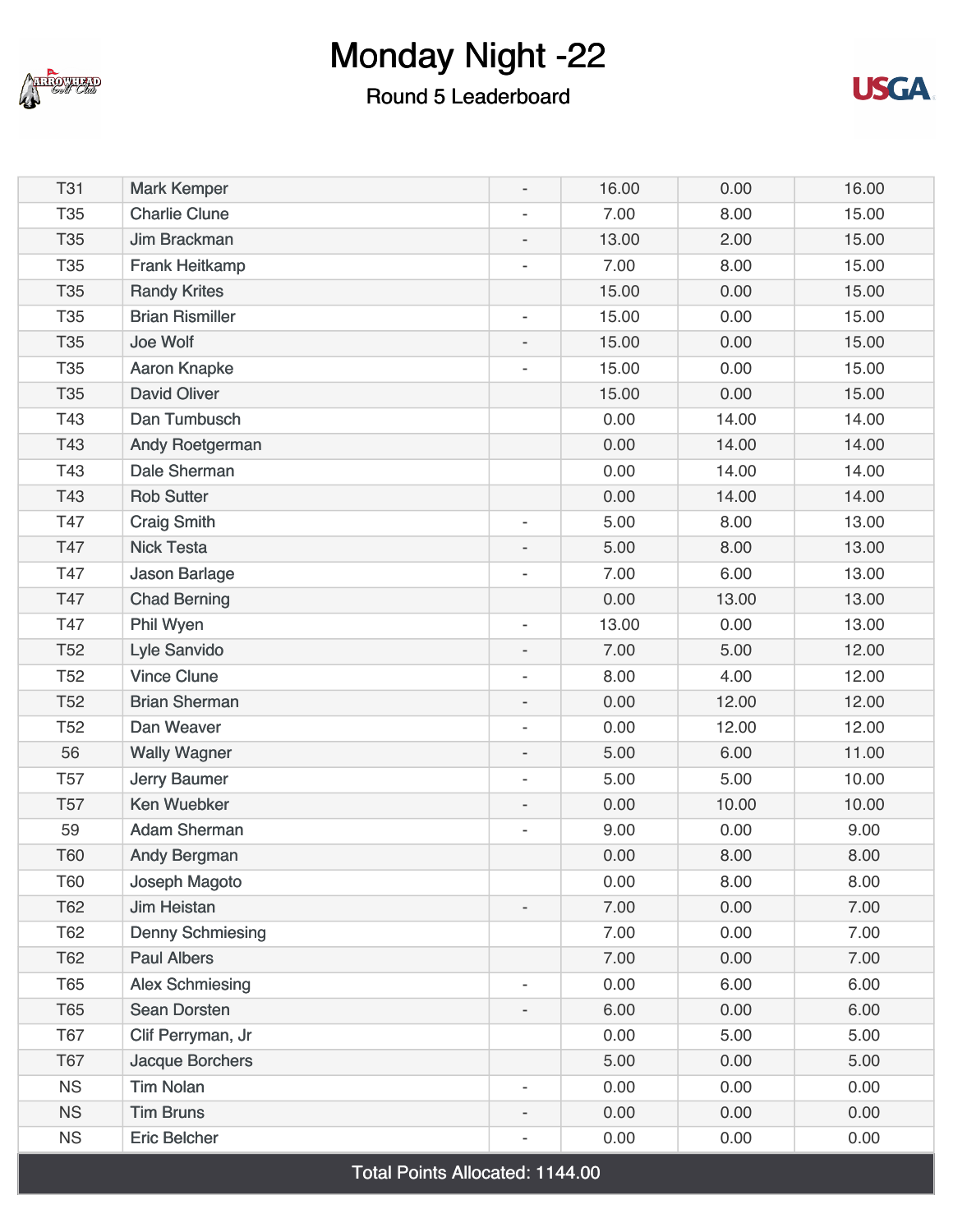# Monday Night -22

## Round 5 Leaderboard

| | | | | | |
|---|---|---|---|---|---|
| T31 | Mark Kemper | - | 16.00 | 0.00 | 16.00 |
| T35 | Charlie Clune | - | 7.00 | 8.00 | 15.00 |
| T35 | Jim Brackman | - | 13.00 | 2.00 | 15.00 |
| T35 | Frank Heitkamp | - | 7.00 | 8.00 | 15.00 |
| T35 | Randy Krites | | 15.00 | 0.00 | 15.00 |
| T35 | Brian Rismiller | - | 15.00 | 0.00 | 15.00 |
| T35 | Joe Wolf | - | 15.00 | 0.00 | 15.00 |
| T35 | Aaron Knapke | - | 15.00 | 0.00 | 15.00 |
| T35 | David Oliver | | 15.00 | 0.00 | 15.00 |
| T43 | Dan Tumbusch | | 0.00 | 14.00 | 14.00 |
| T43 | Andy Roetgerman | | 0.00 | 14.00 | 14.00 |
| T43 | Dale Sherman | | 0.00 | 14.00 | 14.00 |
| T43 | Rob Sutter | | 0.00 | 14.00 | 14.00 |
| T47 | Craig Smith | - | 5.00 | 8.00 | 13.00 |
| T47 | Nick Testa | - | 5.00 | 8.00 | 13.00 |
| T47 | Jason Barlage | - | 7.00 | 6.00 | 13.00 |
| T47 | Chad Berning | | 0.00 | 13.00 | 13.00 |
| T47 | Phil Wyen | - | 13.00 | 0.00 | 13.00 |
| T52 | Lyle Sanvido | - | 7.00 | 5.00 | 12.00 |
| T52 | Vince Clune | - | 8.00 | 4.00 | 12.00 |
| T52 | Brian Sherman | - | 0.00 | 12.00 | 12.00 |
| T52 | Dan Weaver | - | 0.00 | 12.00 | 12.00 |
| 56 | Wally Wagner | - | 5.00 | 6.00 | 11.00 |
| T57 | Jerry Baumer | - | 5.00 | 5.00 | 10.00 |
| T57 | Ken Wuebker | - | 0.00 | 10.00 | 10.00 |
| 59 | Adam Sherman | - | 9.00 | 0.00 | 9.00 |
| T60 | Andy Bergman | | 0.00 | 8.00 | 8.00 |
| T60 | Joseph Magoto | | 0.00 | 8.00 | 8.00 |
| T62 | Jim Heistan | - | 7.00 | 0.00 | 7.00 |
| T62 | Denny Schmiesing | | 7.00 | 0.00 | 7.00 |
| T62 | Paul Albers | | 7.00 | 0.00 | 7.00 |
| T65 | Alex Schmiesing | - | 0.00 | 6.00 | 6.00 |
| T65 | Sean Dorsten | - | 6.00 | 0.00 | 6.00 |
| T67 | Clif Perryman, Jr | | 0.00 | 5.00 | 5.00 |
| T67 | Jacque Borchers | | 5.00 | 0.00 | 5.00 |
| NS | Tim Nolan | - | 0.00 | 0.00 | 0.00 |
| NS | Tim Bruns | - | 0.00 | 0.00 | 0.00 |
| NS | Eric Belcher | - | 0.00 | 0.00 | 0.00 |

Total Points Allocated: 1144.00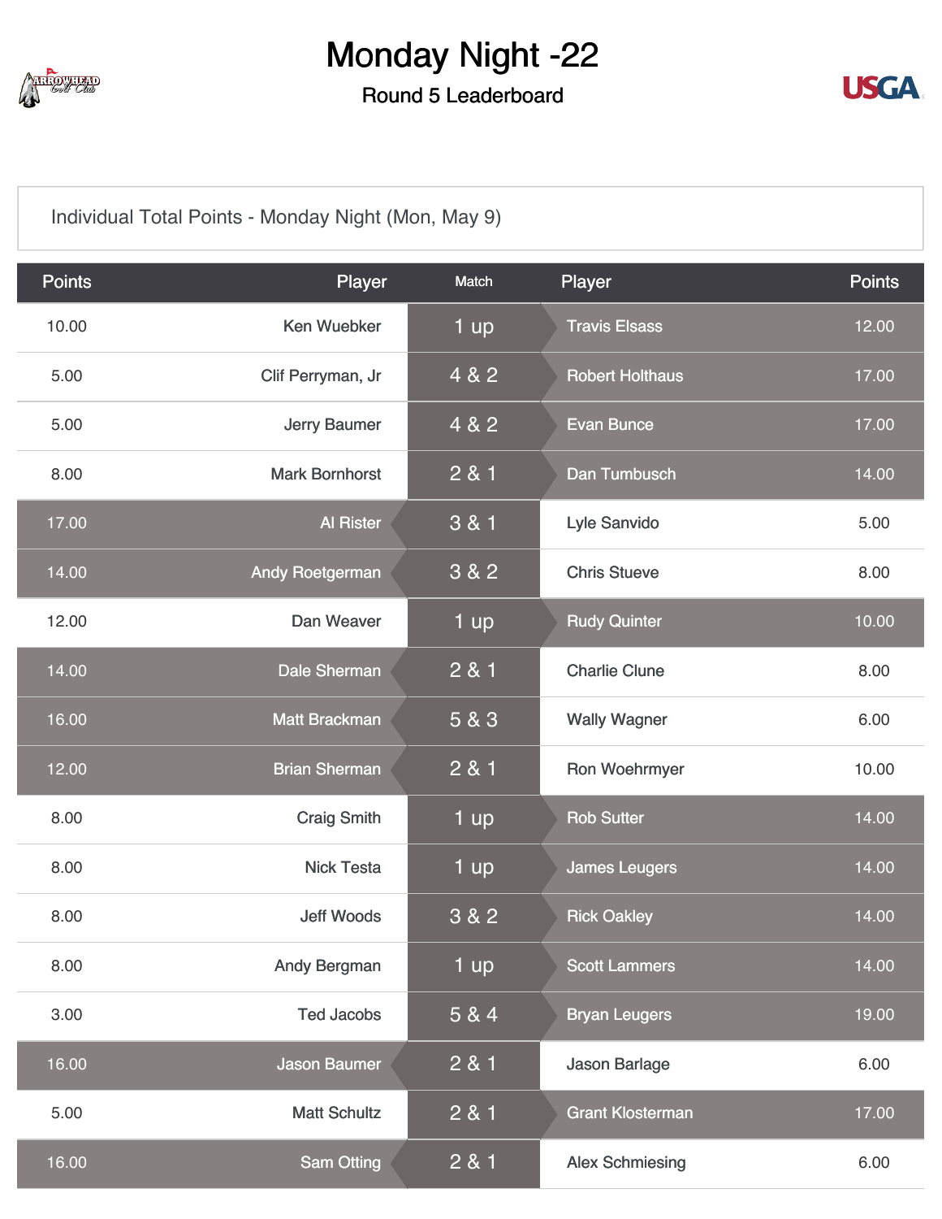# Monday Night -22

## Round 5 Leaderboard

Individual Total Points - Monday Night (Mon, May 9)

| Points | Player | Match | Player | Points |
|---|---|---|---|---|
| 10.00 | Ken Wuebker | 1 up | Travis Elsass | 12.00 |
| 5.00 | Clif Perryman, Jr | 4 & 2 | Robert Holthaus | 17.00 |
| 5.00 | Jerry Baumer | 4 & 2 | Evan Bunce | 17.00 |
| 8.00 | Mark Bornhorst | 2 & 1 | Dan Tumbusch | 14.00 |
| 17.00 | Al Rister | 3 & 1 | Lyle Sanvido | 5.00 |
| 14.00 | Andy Roetgerman | 3 & 2 | Chris Stueve | 8.00 |
| 12.00 | Dan Weaver | 1 up | Rudy Quinter | 10.00 |
| 14.00 | Dale Sherman | 2 & 1 | Charlie Clune | 8.00 |
| 16.00 | Matt Brackman | 5 & 3 | Wally Wagner | 6.00 |
| 12.00 | Brian Sherman | 2 & 1 | Ron Woehrmyer | 10.00 |
| 8.00 | Craig Smith | 1 up | Rob Sutter | 14.00 |
| 8.00 | Nick Testa | 1 up | James Leugers | 14.00 |
| 8.00 | Jeff Woods | 3 & 2 | Rick Oakley | 14.00 |
| 8.00 | Andy Bergman | 1 up | Scott Lammers | 14.00 |
| 3.00 | Ted Jacobs | 5 & 4 | Bryan Leugers | 19.00 |
| 16.00 | Jason Baumer | 2 & 1 | Jason Barlage | 6.00 |
| 5.00 | Matt Schultz | 2 & 1 | Grant Klosterman | 17.00 |
| 16.00 | Sam Otting | 2 & 1 | Alex Schmiesing | 6.00 |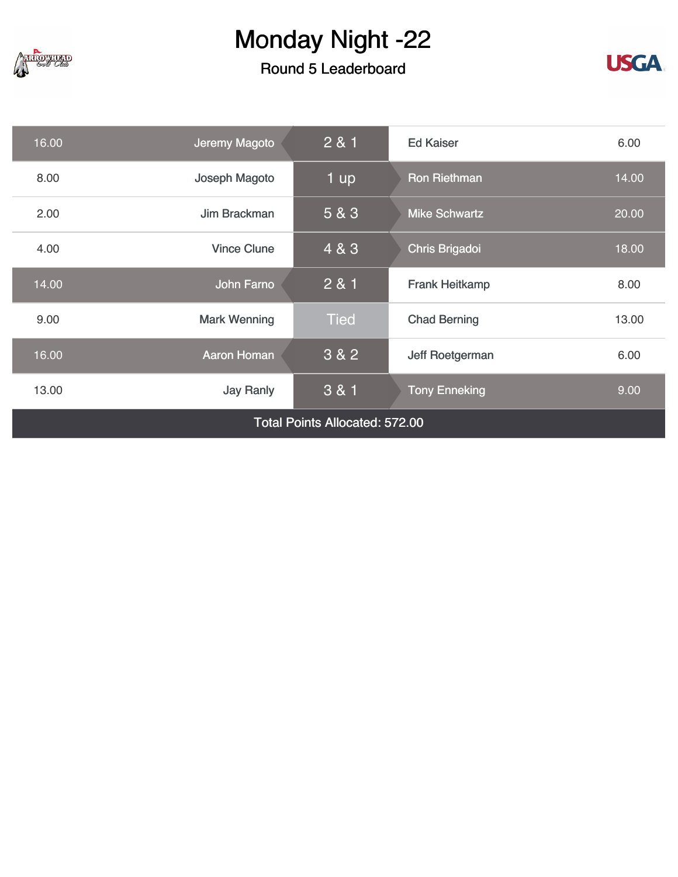# Monday Night -22

## Round 5 Leaderboard

| Points | Player | Result | Player | Points |
|---|---|---|---|---|
| 16.00 | Jeremy Magoto | 2 & 1 | Ed Kaiser | 6.00 |
| 8.00 | Joseph Magoto | 1 up | Ron Riethman | 14.00 |
| 2.00 | Jim Brackman | 5 & 3 | Mike Schwartz | 20.00 |
| 4.00 | Vince Clune | 4 & 3 | Chris Brigadoi | 18.00 |
| 14.00 | John Farno | 2 & 1 | Frank Heitkamp | 8.00 |
| 9.00 | Mark Wenning | Tied | Chad Berning | 13.00 |
| 16.00 | Aaron Homan | 3 & 2 | Jeff Roetgerman | 6.00 |
| 13.00 | Jay Ranly | 3 & 1 | Tony Enneking | 9.00 |

Total Points Allocated: 572.00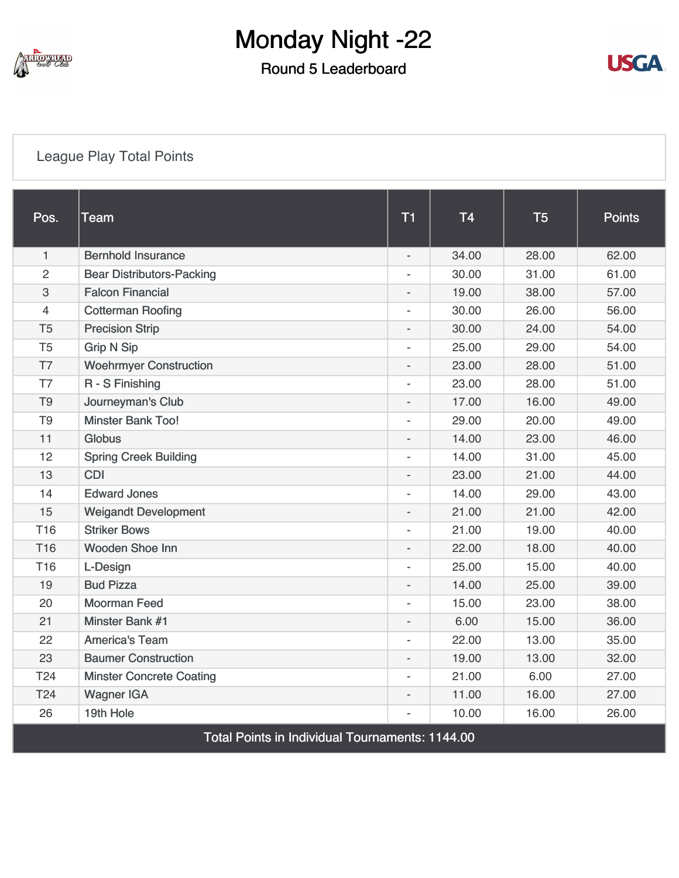# Monday Night -22

## Round 5 Leaderboard

League Play Total Points

| Pos. | Team | T1 | T4 | T5 | Points |
|---|---|---|---|---|---|
| 1 | Bernhold Insurance | - | 34.00 | 28.00 | 62.00 |
| 2 | Bear Distributors-Packing | - | 30.00 | 31.00 | 61.00 |
| 3 | Falcon Financial | - | 19.00 | 38.00 | 57.00 |
| 4 | Cotterman Roofing | - | 30.00 | 26.00 | 56.00 |
| T5 | Precision Strip | - | 30.00 | 24.00 | 54.00 |
| T5 | Grip N Sip | - | 25.00 | 29.00 | 54.00 |
| T7 | Woehrmyer Construction | - | 23.00 | 28.00 | 51.00 |
| T7 | R - S Finishing | - | 23.00 | 28.00 | 51.00 |
| T9 | Journeyman's Club | - | 17.00 | 16.00 | 49.00 |
| T9 | Minster Bank Too! | - | 29.00 | 20.00 | 49.00 |
| 11 | Globus | - | 14.00 | 23.00 | 46.00 |
| 12 | Spring Creek Building | - | 14.00 | 31.00 | 45.00 |
| 13 | CDI | - | 23.00 | 21.00 | 44.00 |
| 14 | Edward Jones | - | 14.00 | 29.00 | 43.00 |
| 15 | Weigandt Development | - | 21.00 | 21.00 | 42.00 |
| T16 | Striker Bows | - | 21.00 | 19.00 | 40.00 |
| T16 | Wooden Shoe Inn | - | 22.00 | 18.00 | 40.00 |
| T16 | L-Design | - | 25.00 | 15.00 | 40.00 |
| 19 | Bud Pizza | - | 14.00 | 25.00 | 39.00 |
| 20 | Moorman Feed | - | 15.00 | 23.00 | 38.00 |
| 21 | Minster Bank #1 | - | 6.00 | 15.00 | 36.00 |
| 22 | America's Team | - | 22.00 | 13.00 | 35.00 |
| 23 | Baumer Construction | - | 19.00 | 13.00 | 32.00 |
| T24 | Minster Concrete Coating | - | 21.00 | 6.00 | 27.00 |
| T24 | Wagner IGA | - | 11.00 | 16.00 | 27.00 |
| 26 | 19th Hole | - | 10.00 | 16.00 | 26.00 |
| Total Points in Individual Tournaments: 1144.00 | | | | | |